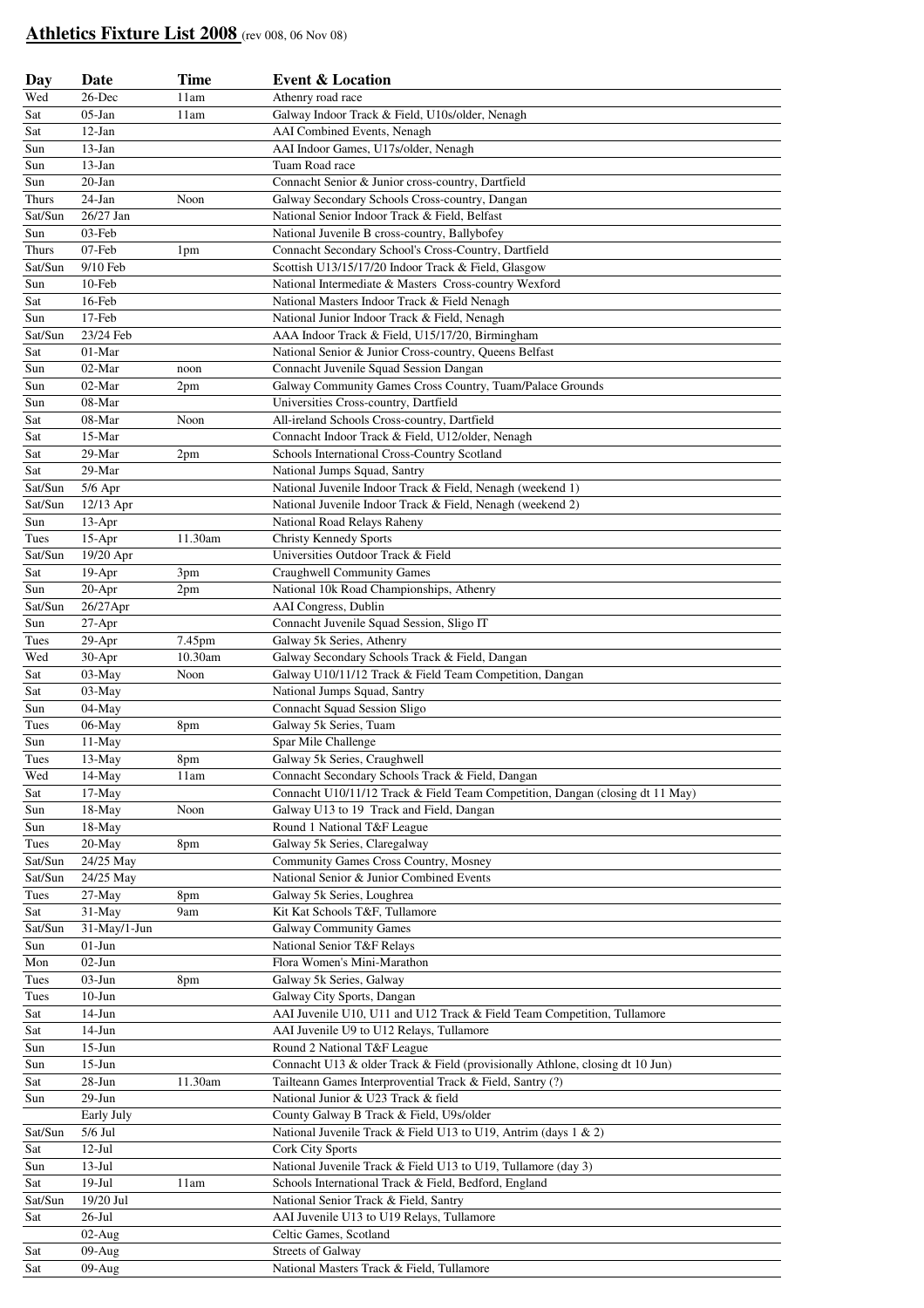# **Athletics Fixture List 2008** (rev 008, 06 Nov 08)

| Day | Date | Time | Event & Location |
|---|---|---|---|
| Wed | 26-Dec | 11am | Athenry road race |
| Sat | 05-Jan | 11am | Galway Indoor Track & Field, U10s/older, Nenagh |
| Sat | 12-Jan | | AAI Combined Events, Nenagh |
| Sun | 13-Jan | | AAI Indoor Games, U17s/older, Nenagh |
| Sun | 13-Jan | | Tuam Road race |
| Sun | 20-Jan | | Connacht Senior & Junior cross-country, Dartfield |
| Thurs | 24-Jan | Noon | Galway Secondary Schools Cross-country, Dangan |
| Sat/Sun | 26/27 Jan | | National Senior Indoor Track & Field, Belfast |
| Sun | 03-Feb | | National Juvenile B cross-country, Ballybofey |
| Thurs | 07-Feb | 1pm | Connacht Secondary School's Cross-Country, Dartfield |
| Sat/Sun | 9/10 Feb | | Scottish U13/15/17/20 Indoor Track & Field, Glasgow |
| Sun | 10-Feb | | National Intermediate & Masters Cross-country Wexford |
| Sat | 16-Feb | | National Masters Indoor Track & Field Nenagh |
| Sun | 17-Feb | | National Junior Indoor Track & Field, Nenagh |
| Sat/Sun | 23/24 Feb | | AAA Indoor Track & Field, U15/17/20, Birmingham |
| Sat | 01-Mar | | National Senior & Junior Cross-country, Queens Belfast |
| Sun | 02-Mar | noon | Connacht Juvenile Squad Session Dangan |
| Sun | 02-Mar | 2pm | Galway Community Games Cross Country, Tuam/Palace Grounds |
| Sun | 08-Mar | | Universities Cross-country, Dartfield |
| Sat | 08-Mar | Noon | All-ireland Schools Cross-country, Dartfield |
| Sat | 15-Mar | | Connacht Indoor Track & Field, U12/older, Nenagh |
| Sat | 29-Mar | 2pm | Schools International Cross-Country Scotland |
| Sat | 29-Mar | | National Jumps Squad, Santry |
| Sat/Sun | 5/6 Apr | | National Juvenile Indoor Track & Field, Nenagh (weekend 1) |
| Sat/Sun | 12/13 Apr | | National Juvenile Indoor Track & Field, Nenagh (weekend 2) |
| Sun | 13-Apr | | National Road Relays Raheny |
| Tues | 15-Apr | 11.30am | Christy Kennedy Sports |
| Sat/Sun | 19/20 Apr | | Universities Outdoor Track & Field |
| Sat | 19-Apr | 3pm | Craughwell Community Games |
| Sun | 20-Apr | 2pm | National 10k Road Championships, Athenry |
| Sat/Sun | 26/27Apr | | AAI Congress, Dublin |
| Sun | 27-Apr | | Connacht Juvenile Squad Session, Sligo IT |
| Tues | 29-Apr | 7.45pm | Galway 5k Series, Athenry |
| Wed | 30-Apr | 10.30am | Galway Secondary Schools Track & Field, Dangan |
| Sat | 03-May | Noon | Galway U10/11/12 Track & Field Team Competition, Dangan |
| Sat | 03-May | | National Jumps Squad, Santry |
| Sun | 04-May | | Connacht Squad Session Sligo |
| Tues | 06-May | 8pm | Galway 5k Series, Tuam |
| Sun | 11-May | | Spar Mile Challenge |
| Tues | 13-May | 8pm | Galway 5k Series, Craughwell |
| Wed | 14-May | 11am | Connacht Secondary Schools Track & Field, Dangan |
| Sat | 17-May | | Connacht U10/11/12 Track & Field Team Competition, Dangan (closing dt 11 May) |
| Sun | 18-May | Noon | Galway U13 to 19 Track and Field, Dangan |
| Sun | 18-May | | Round 1 National T&F League |
| Tues | 20-May | 8pm | Galway 5k Series, Claregalway |
| Sat/Sun | 24/25 May | | Community Games Cross Country, Mosney |
| Sat/Sun | 24/25 May | | National Senior & Junior Combined Events |
| Tues | 27-May | 8pm | Galway 5k Series, Loughrea |
| Sat | 31-May | 9am | Kit Kat Schools T&F, Tullamore |
| Sat/Sun | 31-May/1-Jun | | Galway Community Games |
| Sun | 01-Jun | | National Senior T&F Relays |
| Mon | 02-Jun | | Flora Women's Mini-Marathon |
| Tues | 03-Jun | 8pm | Galway 5k Series, Galway |
| Tues | 10-Jun | | Galway City Sports, Dangan |
| Sat | 14-Jun | | AAI Juvenile U10, U11 and U12 Track & Field Team Competition, Tullamore |
| Sat | 14-Jun | | AAI Juvenile U9 to U12 Relays, Tullamore |
| Sun | 15-Jun | | Round 2 National T&F League |
| Sun | 15-Jun | | Connacht U13 & older Track & Field (provisionally Athlone, closing dt 10 Jun) |
| Sat | 28-Jun | 11.30am | Tailteann Games Interprovential Track & Field, Santry (?) |
| Sun | 29-Jun | | National Junior & U23 Track & field |
| | Early July | | County Galway B Track & Field, U9s/older |
| Sat/Sun | 5/6 Jul | | National Juvenile Track & Field U13 to U19, Antrim (days 1 & 2) |
| Sat | 12-Jul | | Cork City Sports |
| Sun | 13-Jul | | National Juvenile Track & Field U13 to U19, Tullamore (day 3) |
| Sat | 19-Jul | 11am | Schools International Track & Field, Bedford, England |
| Sat/Sun | 19/20 Jul | | National Senior Track & Field, Santry |
| Sat | 26-Jul | | AAI Juvenile U13 to U19 Relays, Tullamore |
| | 02-Aug | | Celtic Games, Scotland |
| Sat | 09-Aug | | Streets of Galway |
| Sat | 09-Aug | | National Masters Track & Field, Tullamore |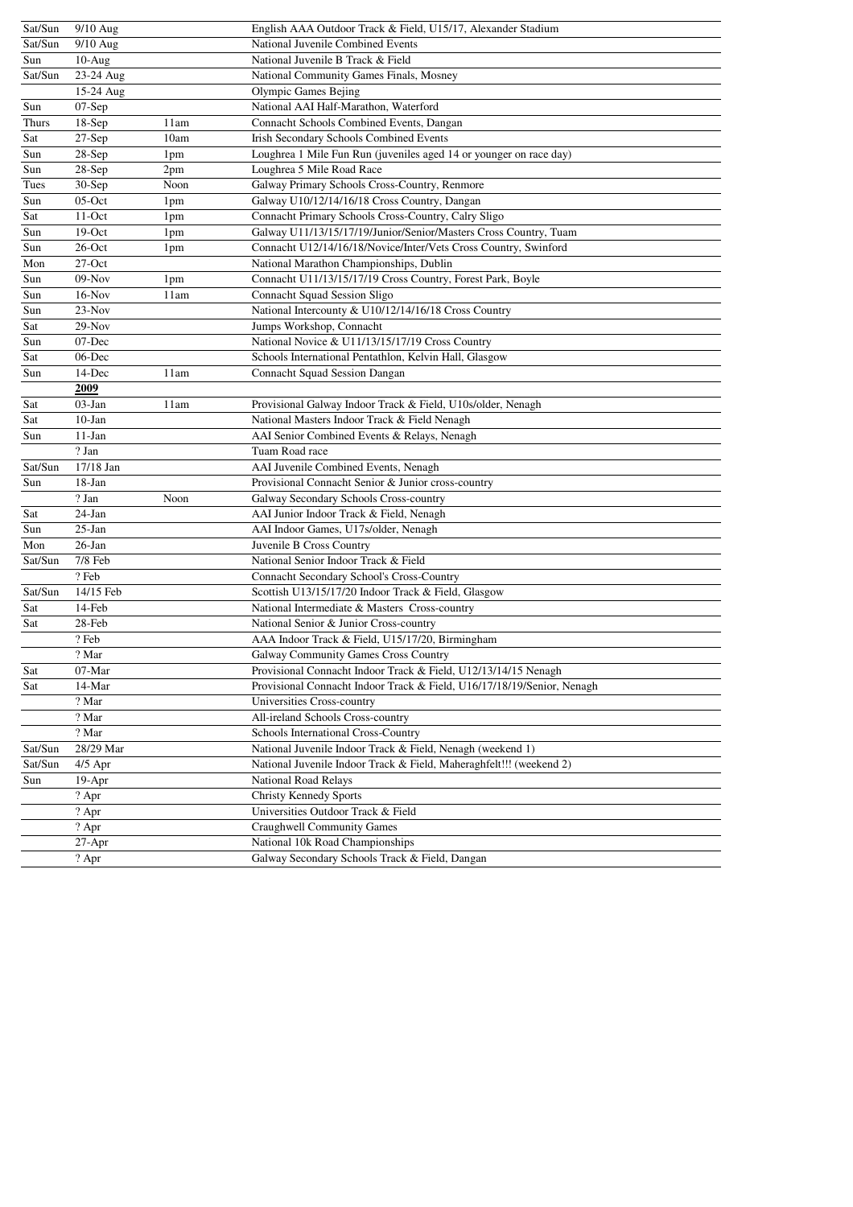| | | | |
|---|---|---|---|
| Sat/Sun | 9/10 Aug | | English AAA Outdoor Track & Field, U15/17, Alexander Stadium |
| Sat/Sun | 9/10 Aug | | National Juvenile Combined Events |
| Sun | 10-Aug | | National Juvenile B Track & Field |
| Sat/Sun | 23-24 Aug | | National Community Games Finals, Mosney |
| | 15-24 Aug | | Olympic Games Bejing |
| Sun | 07-Sep | | National AAI Half-Marathon, Waterford |
| Thurs | 18-Sep | 11am | Connacht Schools Combined Events, Dangan |
| Sat | 27-Sep | 10am | Irish Secondary Schools Combined Events |
| Sun | 28-Sep | 1pm | Loughrea 1 Mile Fun Run (juveniles aged 14 or younger on race day) |
| Sun | 28-Sep | 2pm | Loughrea 5 Mile Road Race |
| Tues | 30-Sep | Noon | Galway Primary Schools Cross-Country, Renmore |
| Sun | 05-Oct | 1pm | Galway U10/12/14/16/18 Cross Country, Dangan |
| Sat | 11-Oct | 1pm | Connacht Primary Schools Cross-Country, Calry Sligo |
| Sun | 19-Oct | 1pm | Galway U11/13/15/17/19/Junior/Senior/Masters Cross Country, Tuam |
| Sun | 26-Oct | 1pm | Connacht U12/14/16/18/Novice/Inter/Vets Cross Country, Swinford |
| Mon | 27-Oct | | National Marathon Championships, Dublin |
| Sun | 09-Nov | 1pm | Connacht U11/13/15/17/19 Cross Country, Forest Park, Boyle |
| Sun | 16-Nov | 11am | Connacht Squad Session Sligo |
| Sun | 23-Nov | | National Intercounty & U10/12/14/16/18 Cross Country |
| Sat | 29-Nov | | Jumps Workshop, Connacht |
| Sun | 07-Dec | | National Novice & U11/13/15/17/19 Cross Country |
| Sat | 06-Dec | | Schools International Pentathlon, Kelvin Hall, Glasgow |
| Sun | 14-Dec | 11am | Connacht Squad Session Dangan |
| | **2009** | | |
| Sat | 03-Jan | 11am | Provisional Galway Indoor Track & Field, U10s/older, Nenagh |
| Sat | 10-Jan | | National Masters Indoor Track & Field Nenagh |
| Sun | 11-Jan | | AAI Senior Combined Events & Relays, Nenagh |
| | ? Jan | | Tuam Road race |
| Sat/Sun | 17/18 Jan | | AAI Juvenile Combined Events, Nenagh |
| Sun | 18-Jan | | Provisional Connacht Senior & Junior cross-country |
| | ? Jan | Noon | Galway Secondary Schools Cross-country |
| Sat | 24-Jan | | AAI Junior Indoor Track & Field, Nenagh |
| Sun | 25-Jan | | AAI Indoor Games, U17s/older, Nenagh |
| Mon | 26-Jan | | Juvenile B Cross Country |
| Sat/Sun | 7/8 Feb | | National Senior Indoor Track & Field |
| | ? Feb | | Connacht Secondary School's Cross-Country |
| Sat/Sun | 14/15 Feb | | Scottish U13/15/17/20 Indoor Track & Field, Glasgow |
| Sat | 14-Feb | | National Intermediate & Masters Cross-country |
| Sat | 28-Feb | | National Senior & Junior Cross-country |
| | ? Feb | | AAA Indoor Track & Field, U15/17/20, Birmingham |
| | ? Mar | | Galway Community Games Cross Country |
| Sat | 07-Mar | | Provisional Connacht Indoor Track & Field, U12/13/14/15 Nenagh |
| Sat | 14-Mar | | Provisional Connacht Indoor Track & Field, U16/17/18/19/Senior, Nenagh |
| | ? Mar | | Universities Cross-country |
| | ? Mar | | All-ireland Schools Cross-country |
| | ? Mar | | Schools International Cross-Country |
| Sat/Sun | 28/29 Mar | | National Juvenile Indoor Track & Field, Nenagh (weekend 1) |
| Sat/Sun | 4/5 Apr | | National Juvenile Indoor Track & Field, Maheraghfelt!!! (weekend 2) |
| Sun | 19-Apr | | National Road Relays |
| | ? Apr | | Christy Kennedy Sports |
| | ? Apr | | Universities Outdoor Track & Field |
| | ? Apr | | Craughwell Community Games |
| | 27-Apr | | National 10k Road Championships |
| | ? Apr | | Galway Secondary Schools Track & Field, Dangan |